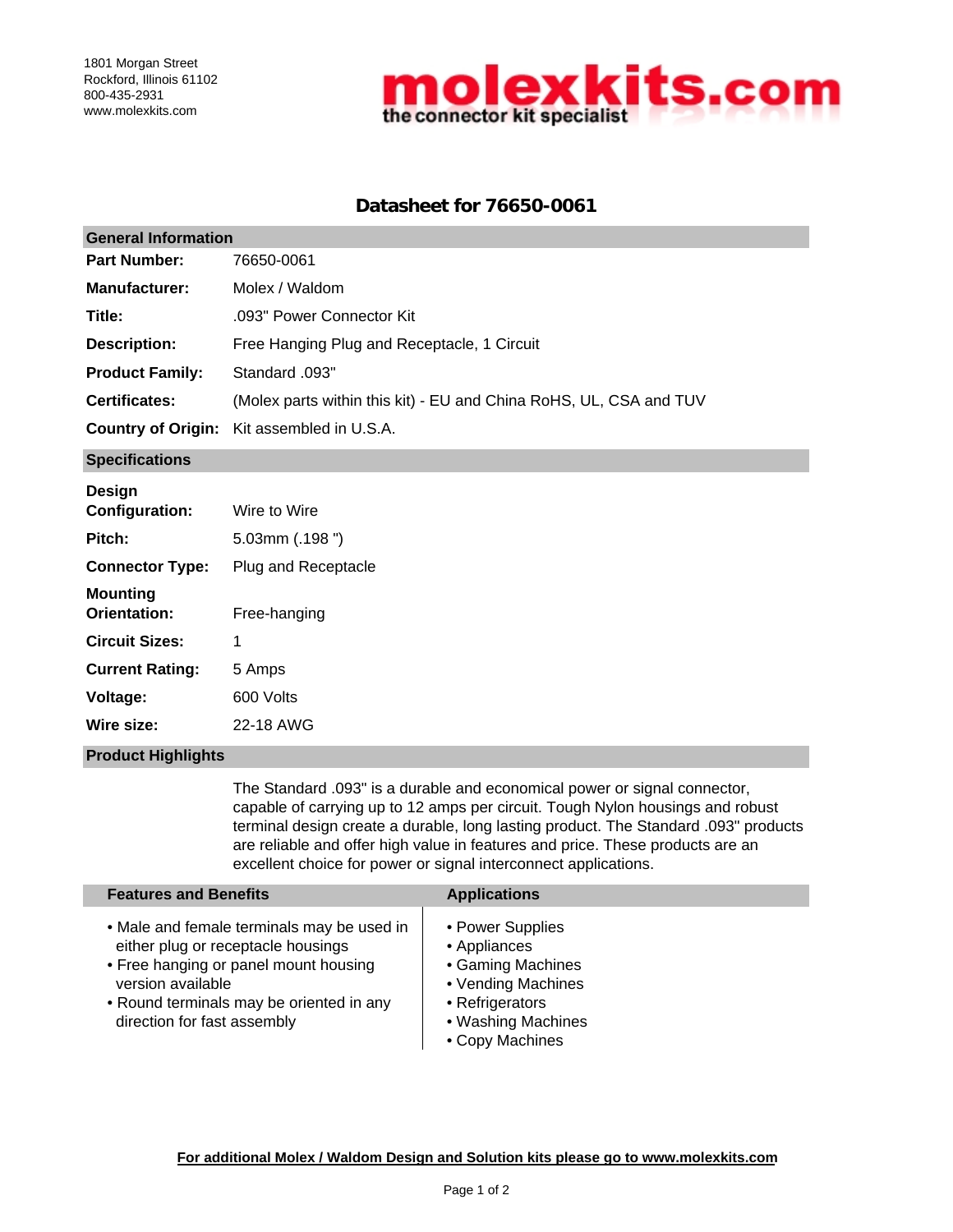1801 Morgan Street
Rockford, Illinois 61102
800-435-2931
www.molexkits.com

**molexkits.com**
**the connector kit specialist**

# Datasheet for 76650-0061

## General Information

| | |
|---|---|
| **Part Number:** | 76650-0061 |
| **Manufacturer:** | Molex / Waldom |
| **Title:** | .093" Power Connector Kit |
| **Description:** | Free Hanging Plug and Receptacle, 1 Circuit |
| **Product Family:** | Standard .093" |
| **Certificates:** | (Molex parts within this kit) - EU and China RoHS, UL, CSA and TUV |
| **Country of Origin:** | Kit assembled in U.S.A. |

## Specifications

| | |
|---|---|
| **Design Configuration:** | Wire to Wire |
| **Pitch:** | 5.03mm (.198 ") |
| **Connector Type:** | Plug and Receptacle |
| **Mounting Orientation:** | Free-hanging |
| **Circuit Sizes:** | 1 |
| **Current Rating:** | 5 Amps |
| **Voltage:** | 600 Volts |
| **Wire size:** | 22-18 AWG |

## Product Highlights

The Standard .093" is a durable and economical power or signal connector, capable of carrying up to 12 amps per circuit. Tough Nylon housings and robust terminal design create a durable, long lasting product. The Standard .093" products are reliable and offer high value in features and price. These products are an excellent choice for power or signal interconnect applications.

### Features and Benefits

- Male and female terminals may be used in either plug or receptacle housings
- Free hanging or panel mount housing version available
- Round terminals may be oriented in any direction for fast assembly

### Applications

- Power Supplies
- Appliances
- Gaming Machines
- Vending Machines
- Refrigerators
- Washing Machines
- Copy Machines

**For additional Molex / Waldom Design and Solution kits please go to www.molexkits.com**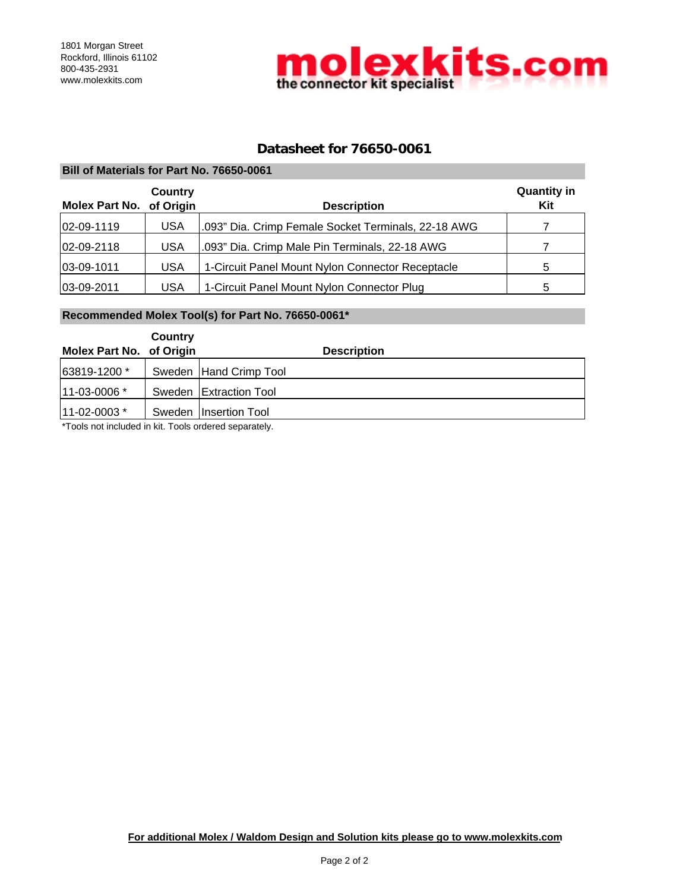1801 Morgan Street
Rockford, Illinois 61102
800-435-2931
www.molexkits.com

molexkits.com
the connector kit specialist

# Datasheet for 76650-0061

## Bill of Materials for Part No. 76650-0061

| Molex Part No. | Country of Origin | Description | Quantity in Kit |
|---|---|---|---|
| 02-09-1119 | USA | .093" Dia. Crimp Female Socket Terminals, 22-18 AWG | 7 |
| 02-09-2118 | USA | .093" Dia. Crimp Male Pin Terminals, 22-18 AWG | 7 |
| 03-09-1011 | USA | 1-Circuit Panel Mount Nylon Connector Receptacle | 5 |
| 03-09-2011 | USA | 1-Circuit Panel Mount Nylon Connector Plug | 5 |

## Recommended Molex Tool(s) for Part No. 76650-0061*

| Molex Part No. | Country of Origin | Description |
|---|---|---|
| 63819-1200 * | Sweden | Hand Crimp Tool |
| 11-03-0006 * | Sweden | Extraction Tool |
| 11-02-0003 * | Sweden | Insertion Tool |

*Tools not included in kit. Tools ordered separately.

**For additional Molex / Waldom Design and Solution kits please go to www.molexkits.com**